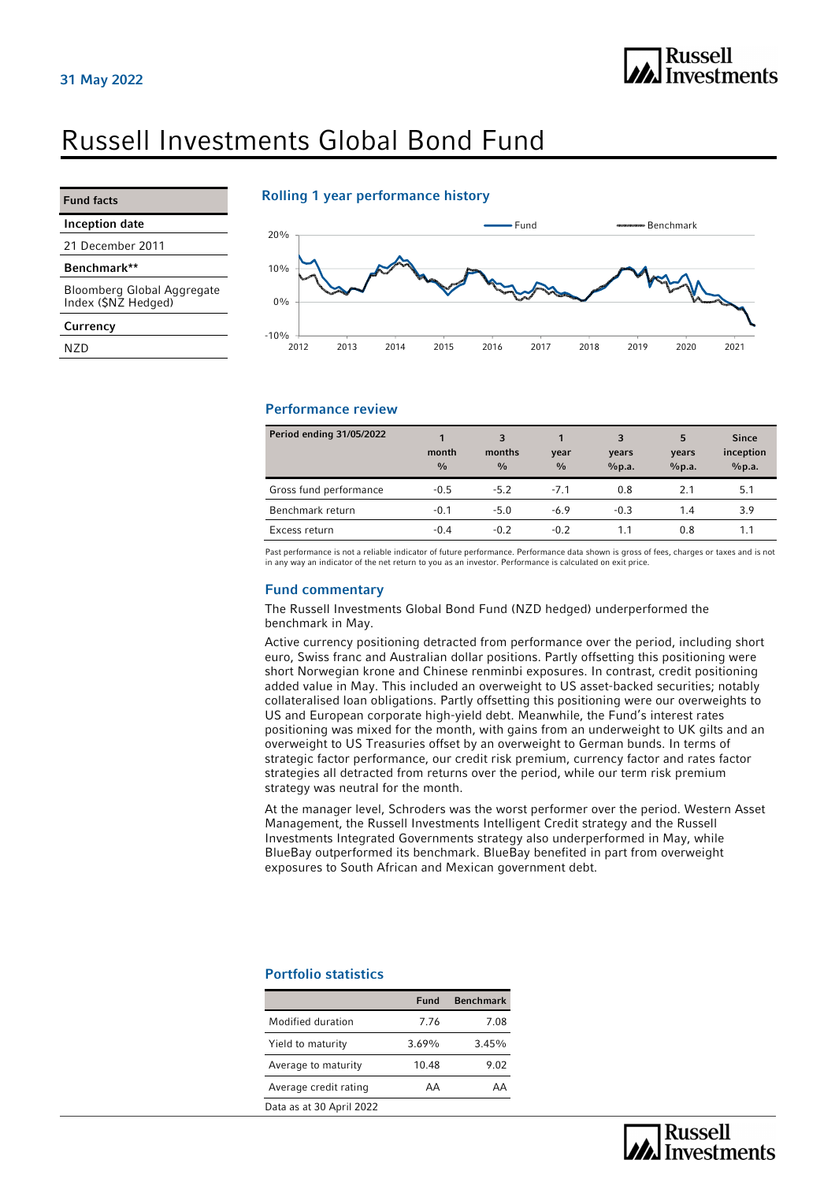31 May 2022

# Russell Investments Global Bond Fund

## Fund facts

**Inception date**

21 December 2011

**Benchmark****

Bloomberg Global Aggregate Index ($NZ Hedged)

**Currency**

NZD

## Rolling 1 year performance history

Fund
Benchmark

20%
10%
0%
-10%

2012 2013 2014 2015 2016 2017 2018 2019 2020 2021

## Performance review

| Period ending 31/05/2022 | 1 month % | 3 months % | 1 year % | 3 years %p.a. | 5 years %p.a. | Since inception %p.a. |
|---|---|---|---|---|---|---|
| Gross fund performance | -0.5 | -5.2 | -7.1 | 0.8 | 2.1 | 5.1 |
| Benchmark return | -0.1 | -5.0 | -6.9 | -0.3 | 1.4 | 3.9 |
| Excess return | -0.4 | -0.2 | -0.2 | 1.1 | 0.8 | 1.1 |

Past performance is not a reliable indicator of future performance. Performance data shown is gross of fees, charges or taxes and is not in any way an indicator of the net return to you as an investor. Performance is calculated on exit price.

## Fund commentary

The Russell Investments Global Bond Fund (NZD hedged) underperformed the benchmark in May.

Active currency positioning detracted from performance over the period, including short euro, Swiss franc and Australian dollar positions. Partly offsetting this positioning were short Norwegian krone and Chinese renminbi exposures. In contrast, credit positioning added value in May. This included an overweight to US asset-backed securities; notably collateralised loan obligations. Partly offsetting this positioning were our overweights to US and European corporate high-yield debt. Meanwhile, the Fund's interest rates positioning was mixed for the month, with gains from an underweight to UK gilts and an overweight to US Treasuries offset by an overweight to German bunds. In terms of strategic factor performance, our credit risk premium, currency factor and rates factor strategies all detracted from returns over the period, while our term risk premium strategy was neutral for the month.

At the manager level, Schroders was the worst performer over the period. Western Asset Management, the Russell Investments Intelligent Credit strategy and the Russell Investments Integrated Governments strategy also underperformed in May, while BlueBay outperformed its benchmark. BlueBay benefited in part from overweight exposures to South African and Mexican government debt.

## Portfolio statistics

| | Fund | Benchmark |
|---|---|---|
| Modified duration | 7.76 | 7.08 |
| Yield to maturity | 3.69% | 3.45% |
| Average to maturity | 10.48 | 9.02 |
| Average credit rating | AA | AA |

Data as at 30 April 2022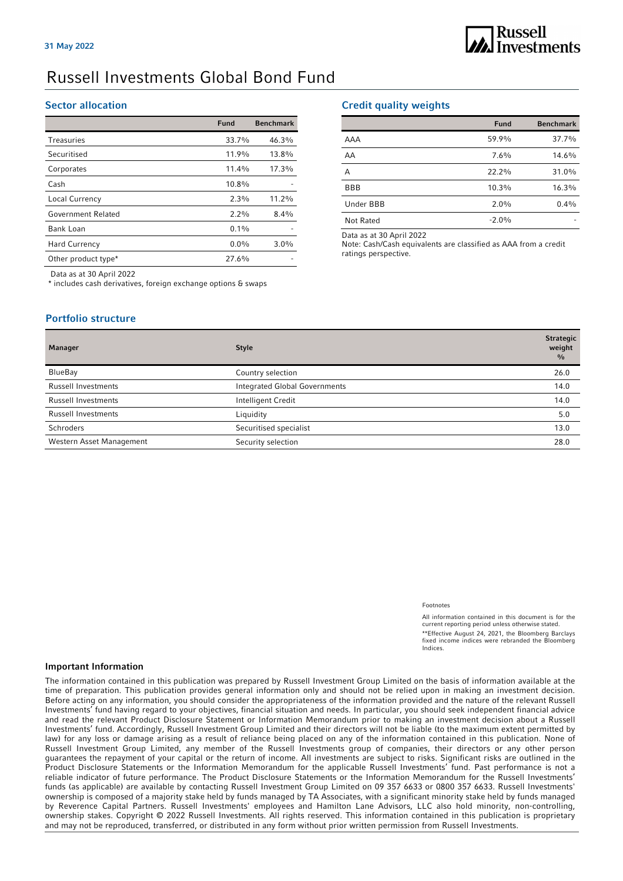31 May 2022

# Russell Investments Global Bond Fund

## Sector allocation

| | Fund | Benchmark |
|---|---|---|
| Treasuries | 33.7% | 46.3% |
| Securitised | 11.9% | 13.8% |
| Corporates | 11.4% | 17.3% |
| Cash | 10.8% | - |
| Local Currency | 2.3% | 11.2% |
| Government Related | 2.2% | 8.4% |
| Bank Loan | 0.1% | - |
| Hard Currency | 0.0% | 3.0% |
| Other product type* | 27.6% | - |

Data as at 30 April 2022

* includes cash derivatives, foreign exchange options & swaps

## Credit quality weights

| | Fund | Benchmark |
|---|---|---|
| AAA | 59.9% | 37.7% |
| AA | 7.6% | 14.6% |
| A | 22.2% | 31.0% |
| BBB | 10.3% | 16.3% |
| Under BBB | 2.0% | 0.4% |
| Not Rated | -2.0% | - |

Data as at 30 April 2022

Note: Cash/Cash equivalents are classified as AAA from a credit ratings perspective.

## Portfolio structure

| Manager | Style | Strategic weight % |
|---|---|---|
| BlueBay | Country selection | 26.0 |
| Russell Investments | Integrated Global Governments | 14.0 |
| Russell Investments | Intelligent Credit | 14.0 |
| Russell Investments | Liquidity | 5.0 |
| Schroders | Securitised specialist | 13.0 |
| Western Asset Management | Security selection | 28.0 |

Footnotes

All information contained in this document is for the current reporting period unless otherwise stated.

**Effective August 24, 2021, the Bloomberg Barclays fixed income indices were rebranded the Bloomberg Indices.

### Important Information

The information contained in this publication was prepared by Russell Investment Group Limited on the basis of information available at the time of preparation. This publication provides general information only and should not be relied upon in making an investment decision. Before acting on any information, you should consider the appropriateness of the information provided and the nature of the relevant Russell Investments' fund having regard to your objectives, financial situation and needs. In particular, you should seek independent financial advice and read the relevant Product Disclosure Statement or Information Memorandum prior to making an investment decision about a Russell Investments' fund. Accordingly, Russell Investment Group Limited and their directors will not be liable (to the maximum extent permitted by law) for any loss or damage arising as a result of reliance being placed on any of the information contained in this publication. None of Russell Investment Group Limited, any member of the Russell Investments group of companies, their directors or any other person guarantees the repayment of your capital or the return of income. All investments are subject to risks. Significant risks are outlined in the Product Disclosure Statements or the Information Memorandum for the applicable Russell Investments' fund. Past performance is not a reliable indicator of future performance. The Product Disclosure Statements or the Information Memorandum for the Russell Investments' funds (as applicable) are available by contacting Russell Investment Group Limited on 09 357 6633 or 0800 357 6633. Russell Investments' ownership is composed of a majority stake held by funds managed by TA Associates, with a significant minority stake held by funds managed by Reverence Capital Partners. Russell Investments' employees and Hamilton Lane Advisors, LLC also hold minority, non-controlling, ownership stakes. Copyright © 2022 Russell Investments. All rights reserved. This information contained in this publication is proprietary and may not be reproduced, transferred, or distributed in any form without prior written permission from Russell Investments.